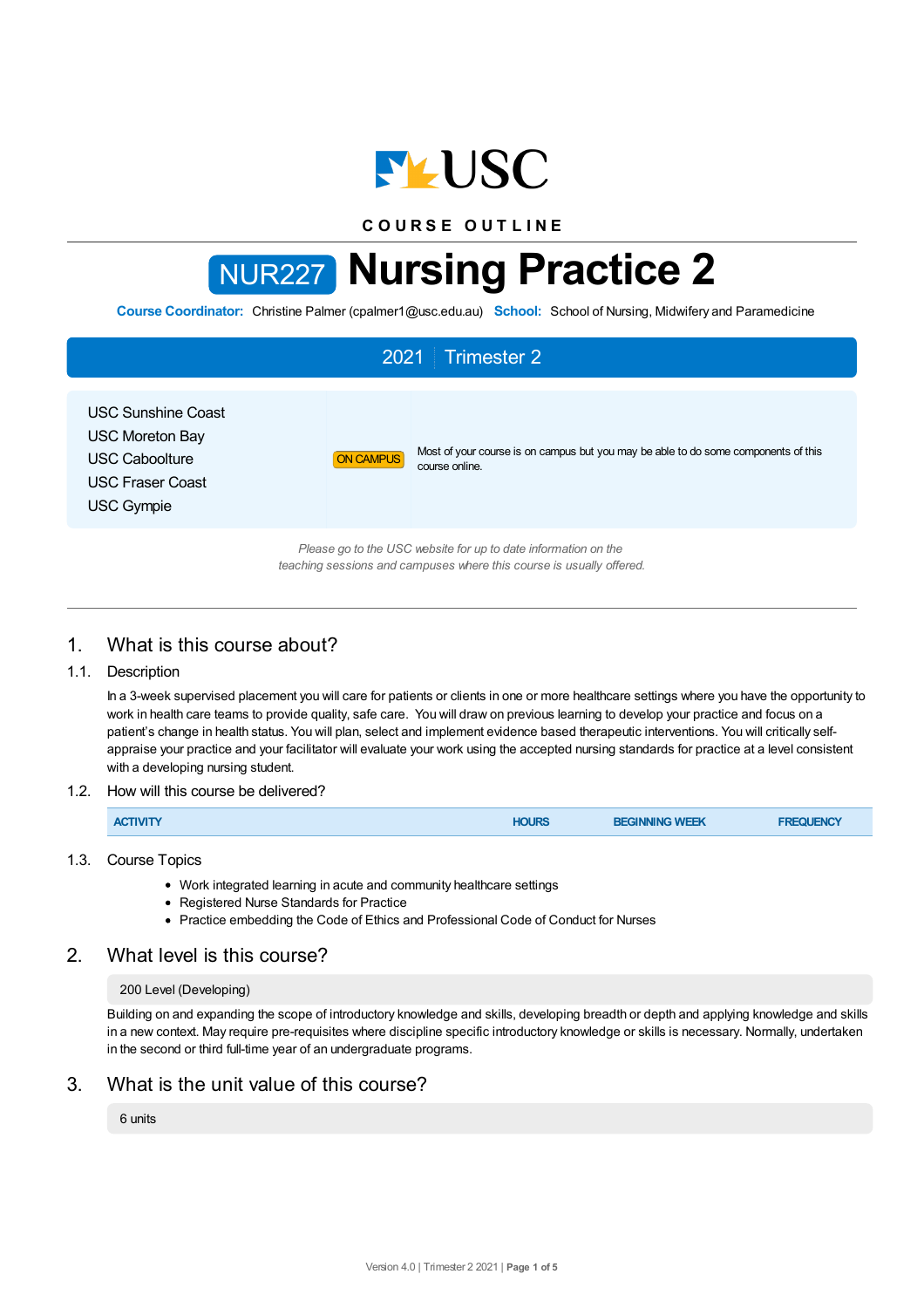COURSE OUTLINE

# NUR227 Nursing Practice 2

**Course Coordinator:** Christine Palmer (cpalmer1@usc.edu.au) **School:** School of Nursing, Midwifery and Paramedicine

**2021 | Trimester 2**

| | | |
|---|---|---|
| USC Sunshine Coast<br>USC Moreton Bay<br>USC Caboolture<br>USC Fraser Coast<br>USC Gympie | ON CAMPUS | Most of your course is on campus but you may be able to do some components of this course online. |

*Please go to the USC website for up to date information on the teaching sessions and campuses where this course is usually offered.*

## 1. What is this course about?

### 1.1. Description

In a 3-week supervised placement you will care for patients or clients in one or more healthcare settings where you have the opportunity to work in health care teams to provide quality, safe care. You will draw on previous learning to develop your practice and focus on a patient's change in health status. You will plan, select and implement evidence based therapeutic interventions. You will critically self-appraise your practice and your facilitator will evaluate your work using the accepted nursing standards for practice at a level consistent with a developing nursing student.

### 1.2. How will this course be delivered?

| ACTIVITY | HOURS | BEGINNING WEEK | FREQUENCY |
|---|---|---|---|

### 1.3. Course Topics

- Work integrated learning in acute and community healthcare settings
- Registered Nurse Standards for Practice
- Practice embedding the Code of Ethics and Professional Code of Conduct for Nurses

## 2. What level is this course?

200 Level (Developing)

Building on and expanding the scope of introductory knowledge and skills, developing breadth or depth and applying knowledge and skills in a new context. May require pre-requisites where discipline specific introductory knowledge or skills is necessary. Normally, undertaken in the second or third full-time year of an undergraduate programs.

## 3. What is the unit value of this course?

6 units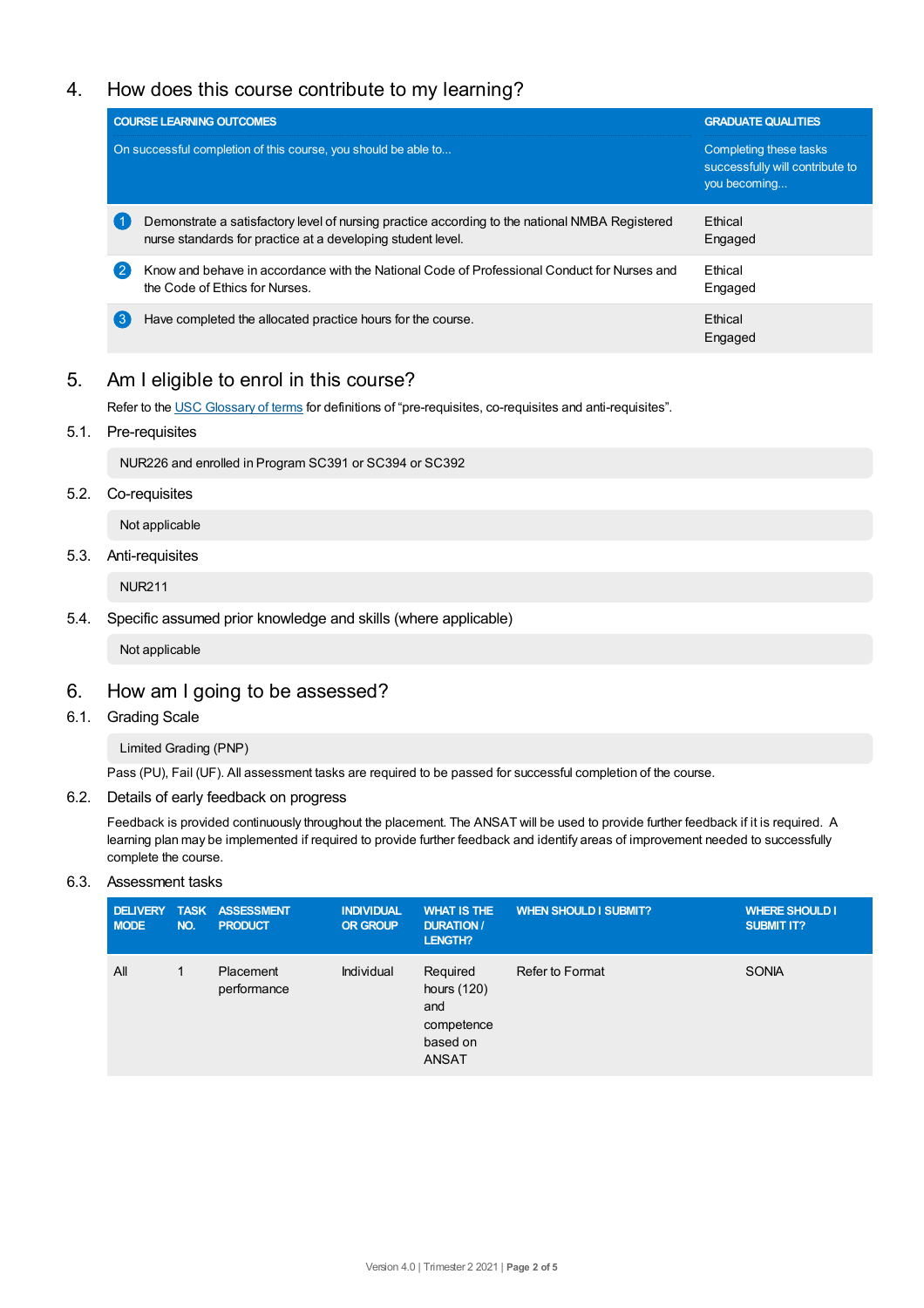## 4. How does this course contribute to my learning?

| COURSE LEARNING OUTCOMES<br>On successful completion of this course, you should be able to... | GRADUATE QUALITIES<br>Completing these tasks successfully will contribute to you becoming... |
|---|---|
| 1 Demonstrate a satisfactory level of nursing practice according to the national NMBA Registered nurse standards for practice at a developing student level. | Ethical<br>Engaged |
| 2 Know and behave in accordance with the National Code of Professional Conduct for Nurses and the Code of Ethics for Nurses. | Ethical<br>Engaged |
| 3 Have completed the allocated practice hours for the course. | Ethical<br>Engaged |

## 5. Am I eligible to enrol in this course?

Refer to the USC Glossary of terms for definitions of "pre-requisites, co-requisites and anti-requisites".

### 5.1. Pre-requisites

NUR226 and enrolled in Program SC391 or SC394 or SC392

### 5.2. Co-requisites

Not applicable

### 5.3. Anti-requisites

NUR211

### 5.4. Specific assumed prior knowledge and skills (where applicable)

Not applicable

## 6. How am I going to be assessed?

### 6.1. Grading Scale

Limited Grading (PNP)

Pass (PU), Fail (UF). All assessment tasks are required to be passed for successful completion of the course.

### 6.2. Details of early feedback on progress

Feedback is provided continuously throughout the placement. The ANSAT will be used to provide further feedback if it is required. A learning plan may be implemented if required to provide further feedback and identify areas of improvement needed to successfully complete the course.

### 6.3. Assessment tasks

| DELIVERY MODE | TASK NO. | ASSESSMENT PRODUCT | INDIVIDUAL OR GROUP | WHAT IS THE DURATION / LENGTH? | WHEN SHOULD I SUBMIT? | WHERE SHOULD I SUBMIT IT? |
|---|---|---|---|---|---|---|
| All | 1 | Placement performance | Individual | Required hours (120) and competence based on ANSAT | Refer to Format | SONIA |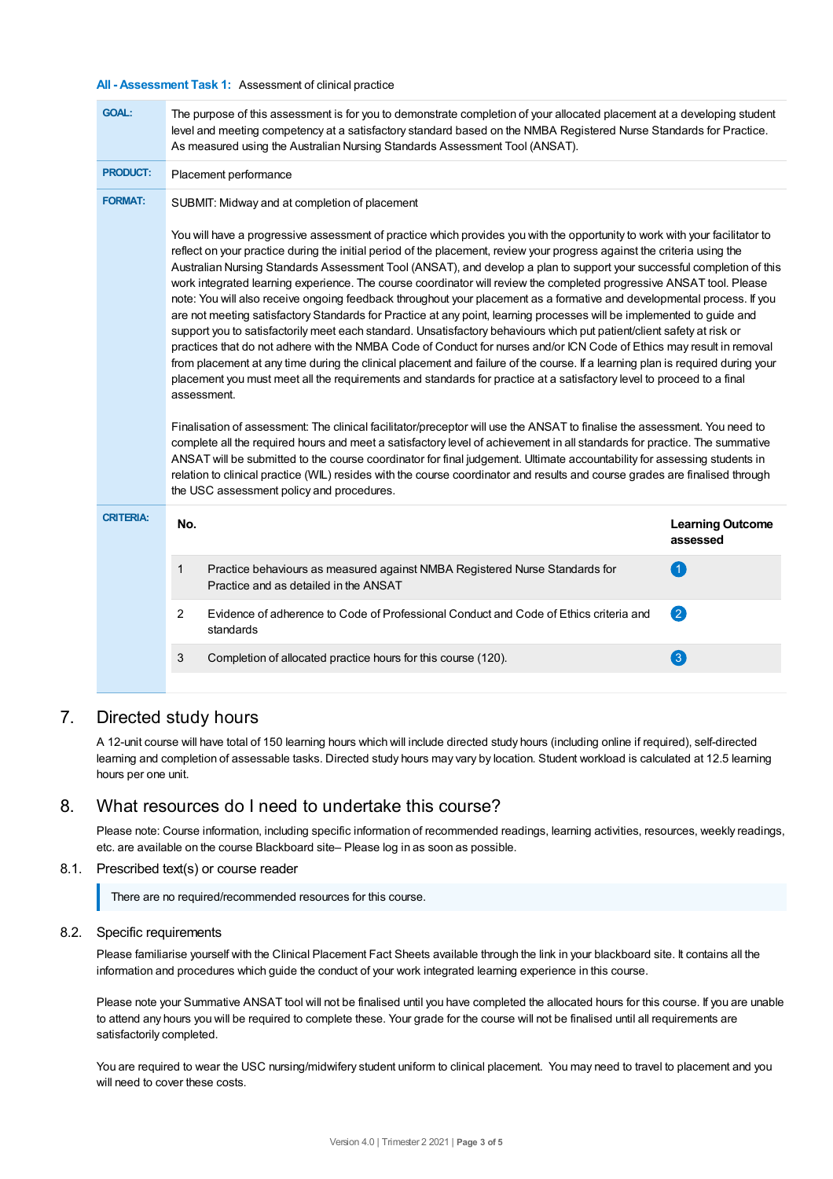**All - Assessment Task 1:** Assessment of clinical practice

| | |
|---|---|
| **GOAL:** | The purpose of this assessment is for you to demonstrate completion of your allocated placement at a developing student level and meeting competency at a satisfactory standard based on the NMBA Registered Nurse Standards for Practice. As measured using the Australian Nursing Standards Assessment Tool (ANSAT). |
| **PRODUCT:** | Placement performance |
| **FORMAT:** | SUBMIT: Midway and at completion of placement<br><br>You will have a progressive assessment of practice which provides you with the opportunity to work with your facilitator to reflect on your practice during the initial period of the placement, review your progress against the criteria using the Australian Nursing Standards Assessment Tool (ANSAT), and develop a plan to support your successful completion of this work integrated learning experience. The course coordinator will review the completed progressive ANSAT tool. Please note: You will also receive ongoing feedback throughout your placement as a formative and developmental process. If you are not meeting satisfactory Standards for Practice at any point, learning processes will be implemented to guide and support you to satisfactorily meet each standard. Unsatisfactory behaviours which put patient/client safety at risk or practices that do not adhere with the NMBA Code of Conduct for nurses and/or ICN Code of Ethics may result in removal from placement at any time during the clinical placement and failure of the course. If a learning plan is required during your placement you must meet all the requirements and standards for practice at a satisfactory level to proceed to a final assessment.<br><br>Finalisation of assessment: The clinical facilitator/preceptor will use the ANSAT to finalise the assessment. You need to complete all the required hours and meet a satisfactory level of achievement in all standards for practice. The summative ANSAT will be submitted to the course coordinator for final judgement. Ultimate accountability for assessing students in relation to clinical practice (WIL) resides with the course coordinator and results and course grades are finalised through the USC assessment policy and procedures. |
| **CRITERIA:** | |

| No. | | Learning Outcome assessed |
|---|---|---|
| 1 | Practice behaviours as measured against NMBA Registered Nurse Standards for Practice and as detailed in the ANSAT | 1 |
| 2 | Evidence of adherence to Code of Professional Conduct and Code of Ethics criteria and standards | 2 |
| 3 | Completion of allocated practice hours for this course (120). | 3 |

## 7. Directed study hours

A 12-unit course will have total of 150 learning hours which will include directed study hours (including online if required), self-directed learning and completion of assessable tasks. Directed study hours may vary by location. Student workload is calculated at 12.5 learning hours per one unit.

## 8. What resources do I need to undertake this course?

Please note: Course information, including specific information of recommended readings, learning activities, resources, weekly readings, etc. are available on the course Blackboard site– Please log in as soon as possible.

### 8.1. Prescribed text(s) or course reader

There are no required/recommended resources for this course.

### 8.2. Specific requirements

Please familiarise yourself with the Clinical Placement Fact Sheets available through the link in your blackboard site. It contains all the information and procedures which guide the conduct of your work integrated learning experience in this course.

Please note your Summative ANSAT tool will not be finalised until you have completed the allocated hours for this course. If you are unable to attend any hours you will be required to complete these. Your grade for the course will not be finalised until all requirements are satisfactorily completed.

You are required to wear the USC nursing/midwifery student uniform to clinical placement. You may need to travel to placement and you will need to cover these costs.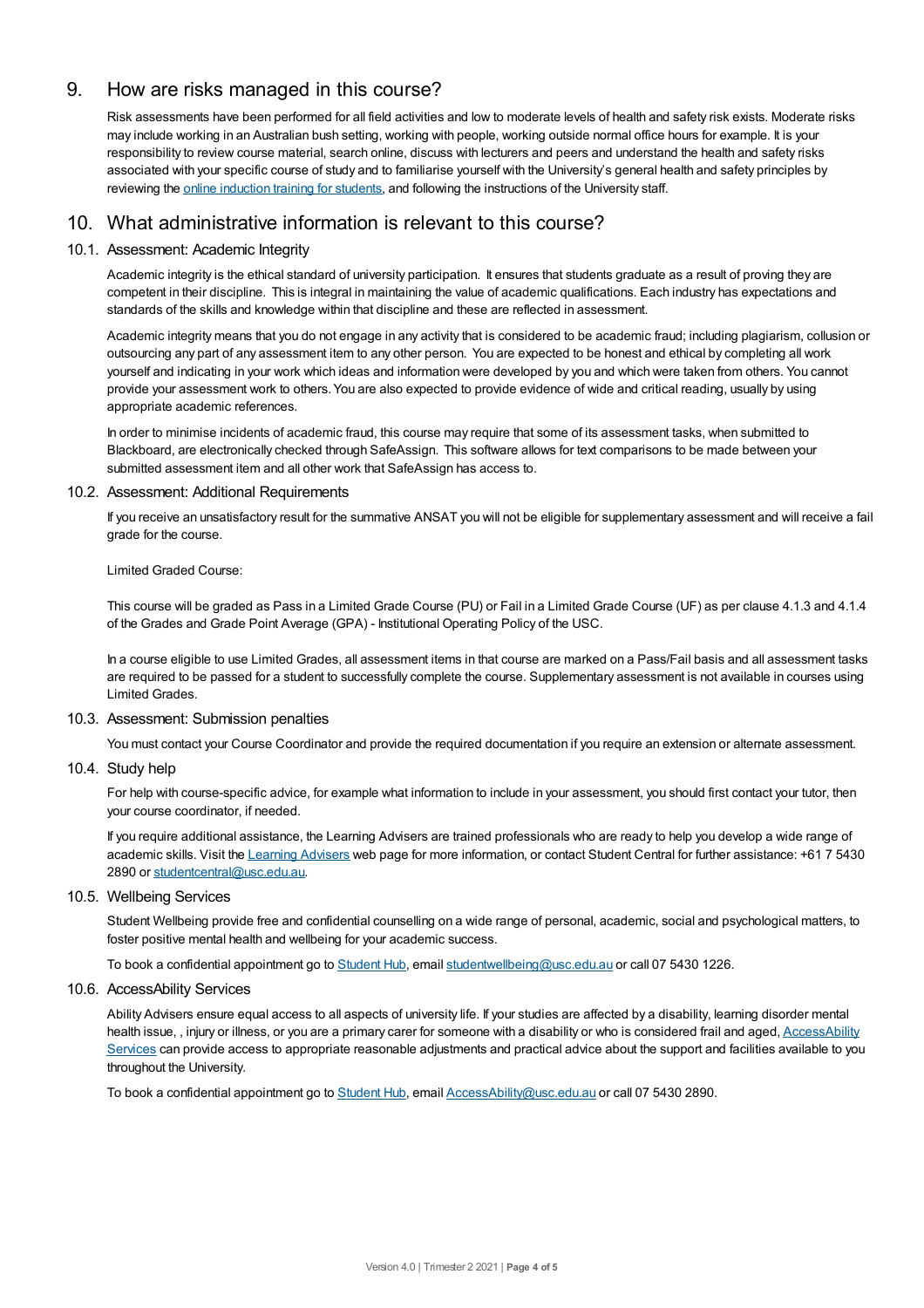## 9. How are risks managed in this course?

Risk assessments have been performed for all field activities and low to moderate levels of health and safety risk exists. Moderate risks may include working in an Australian bush setting, working with people, working outside normal office hours for example. It is your responsibility to review course material, search online, discuss with lecturers and peers and understand the health and safety risks associated with your specific course of study and to familiarise yourself with the University's general health and safety principles by reviewing the online induction training for students, and following the instructions of the University staff.

## 10. What administrative information is relevant to this course?

### 10.1. Assessment: Academic Integrity

Academic integrity is the ethical standard of university participation. It ensures that students graduate as a result of proving they are competent in their discipline. This is integral in maintaining the value of academic qualifications. Each industry has expectations and standards of the skills and knowledge within that discipline and these are reflected in assessment.

Academic integrity means that you do not engage in any activity that is considered to be academic fraud; including plagiarism, collusion or outsourcing any part of any assessment item to any other person. You are expected to be honest and ethical by completing all work yourself and indicating in your work which ideas and information were developed by you and which were taken from others. You cannot provide your assessment work to others. You are also expected to provide evidence of wide and critical reading, usually by using appropriate academic references.

In order to minimise incidents of academic fraud, this course may require that some of its assessment tasks, when submitted to Blackboard, are electronically checked through SafeAssign. This software allows for text comparisons to be made between your submitted assessment item and all other work that SafeAssign has access to.

### 10.2. Assessment: Additional Requirements

If you receive an unsatisfactory result for the summative ANSAT you will not be eligible for supplementary assessment and will receive a fail grade for the course.

Limited Graded Course:

This course will be graded as Pass in a Limited Grade Course (PU) or Fail in a Limited Grade Course (UF) as per clause 4.1.3 and 4.1.4 of the Grades and Grade Point Average (GPA) - Institutional Operating Policy of the USC.

In a course eligible to use Limited Grades, all assessment items in that course are marked on a Pass/Fail basis and all assessment tasks are required to be passed for a student to successfully complete the course. Supplementary assessment is not available in courses using Limited Grades.

### 10.3. Assessment: Submission penalties

You must contact your Course Coordinator and provide the required documentation if you require an extension or alternate assessment.

### 10.4. Study help

For help with course-specific advice, for example what information to include in your assessment, you should first contact your tutor, then your course coordinator, if needed.

If you require additional assistance, the Learning Advisers are trained professionals who are ready to help you develop a wide range of academic skills. Visit the Learning Advisers web page for more information, or contact Student Central for further assistance: +61 7 5430 2890 or studentcentral@usc.edu.au.

### 10.5. Wellbeing Services

Student Wellbeing provide free and confidential counselling on a wide range of personal, academic, social and psychological matters, to foster positive mental health and wellbeing for your academic success.

To book a confidential appointment go to Student Hub, email studentwellbeing@usc.edu.au or call 07 5430 1226.

### 10.6. AccessAbility Services

Ability Advisers ensure equal access to all aspects of university life. If your studies are affected by a disability, learning disorder mental health issue, , injury or illness, or you are a primary carer for someone with a disability or who is considered frail and aged, AccessAbility Services can provide access to appropriate reasonable adjustments and practical advice about the support and facilities available to you throughout the University.

To book a confidential appointment go to Student Hub, email AccessAbility@usc.edu.au or call 07 5430 2890.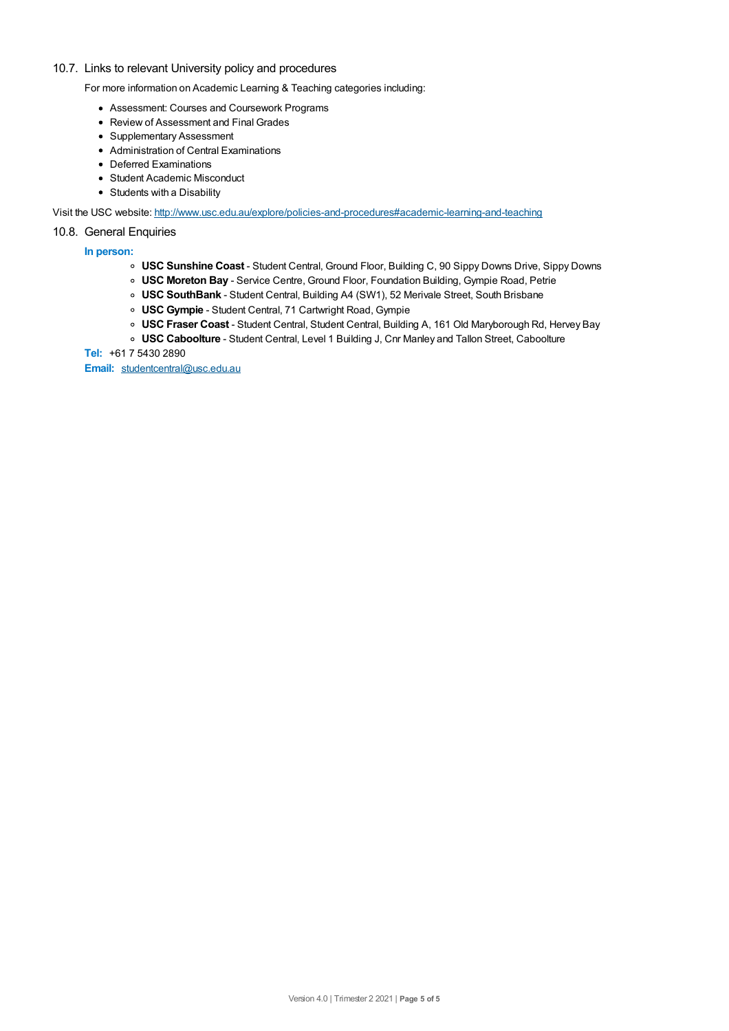### 10.7. Links to relevant University policy and procedures

For more information on Academic Learning & Teaching categories including:

- Assessment: Courses and Coursework Programs
- Review of Assessment and Final Grades
- Supplementary Assessment
- Administration of Central Examinations
- Deferred Examinations
- Student Academic Misconduct
- Students with a Disability

Visit the USC website: [http://www.usc.edu.au/explore/policies-and-procedures#academic-learning-and-teaching](http://www.usc.edu.au/explore/policies-and-procedures#academic-learning-and-teaching)

### 10.8. General Enquiries

**In person:**

- **USC Sunshine Coast** - Student Central, Ground Floor, Building C, 90 Sippy Downs Drive, Sippy Downs
- **USC Moreton Bay** - Service Centre, Ground Floor, Foundation Building, Gympie Road, Petrie
- **USC SouthBank** - Student Central, Building A4 (SW1), 52 Merivale Street, South Brisbane
- **USC Gympie** - Student Central, 71 Cartwright Road, Gympie
- **USC Fraser Coast** - Student Central, Student Central, Building A, 161 Old Maryborough Rd, Hervey Bay
- **USC Caboolture** - Student Central, Level 1 Building J, Cnr Manley and Tallon Street, Caboolture

**Tel:** +61 7 5430 2890

**Email:** [studentcentral@usc.edu.au](mailto:studentcentral@usc.edu.au)